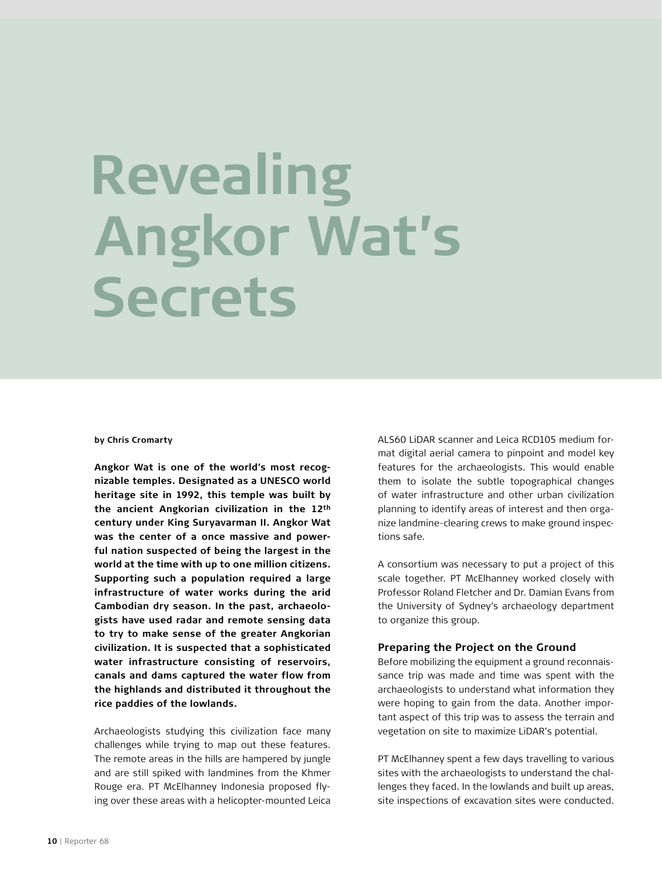# Revealing Angkor Wat's Secrets

**by Chris Cromarty**

**Angkor Wat is one of the world's most recognizable temples. Designated as a UNESCO world heritage site in 1992, this temple was built by the ancient Angkorian civilization in the 12th century under King Suryavarman II. Angkor Wat was the center of a once massive and powerful nation suspected of being the largest in the world at the time with up to one million citizens. Supporting such a population required a large infrastructure of water works during the arid Cambodian dry season. In the past, archaeologists have used radar and remote sensing data to try to make sense of the greater Angkorian civilization. It is suspected that a sophisticated water infrastructure consisting of reservoirs, canals and dams captured the water flow from the highlands and distributed it throughout the rice paddies of the lowlands.**

Archaeologists studying this civilization face many challenges while trying to map out these features. The remote areas in the hills are hampered by jungle and are still spiked with landmines from the Khmer Rouge era. PT McElhanney Indonesia proposed flying over these areas with a helicopter-mounted Leica ALS60 LiDAR scanner and Leica RCD105 medium format digital aerial camera to pinpoint and model key features for the archaeologists. This would enable them to isolate the subtle topographical changes of water infrastructure and other urban civilization planning to identify areas of interest and then organize landmine-clearing crews to make ground inspections safe.

A consortium was necessary to put a project of this scale together. PT McElhanney worked closely with Professor Roland Fletcher and Dr. Damian Evans from the University of Sydney's archaeology department to organize this group.

## Preparing the Project on the Ground

Before mobilizing the equipment a ground reconnaissance trip was made and time was spent with the archaeologists to understand what information they were hoping to gain from the data. Another important aspect of this trip was to assess the terrain and vegetation on site to maximize LiDAR's potential.

PT McElhanney spent a few days travelling to various sites with the archaeologists to understand the challenges they faced. In the lowlands and built up areas, site inspections of excavation sites were conducted.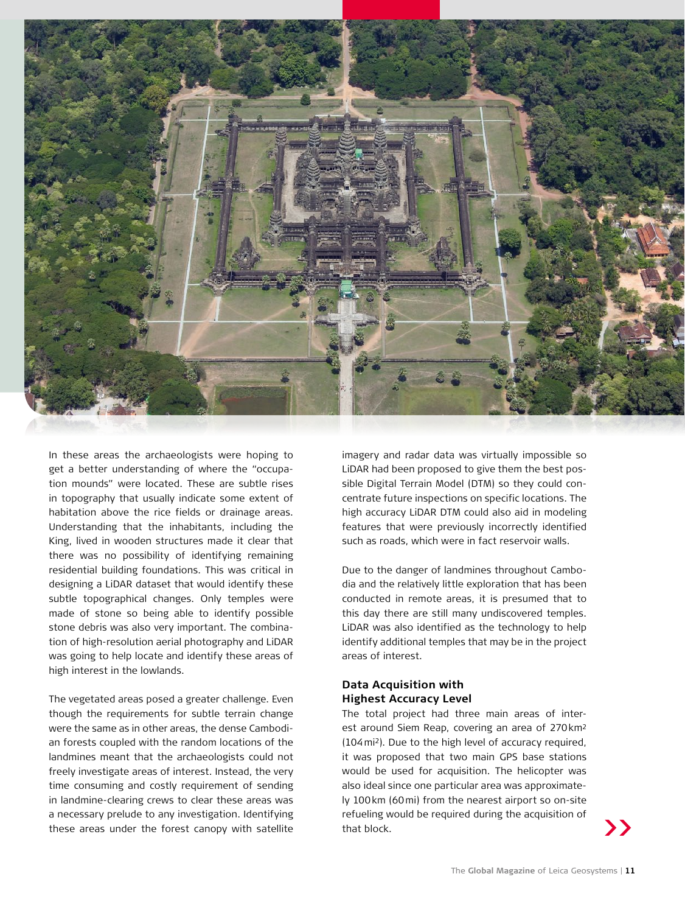In these areas the archaeologists were hoping to get a better understanding of where the "occupation mounds" were located. These are subtle rises in topography that usually indicate some extent of habitation above the rice fields or drainage areas. Understanding that the inhabitants, including the King, lived in wooden structures made it clear that there was no possibility of identifying remaining residential building foundations. This was critical in designing a LiDAR dataset that would identify these subtle topographical changes. Only temples were made of stone so being able to identify possible stone debris was also very important. The combination of high-resolution aerial photography and LiDAR was going to help locate and identify these areas of high interest in the lowlands.

The vegetated areas posed a greater challenge. Even though the requirements for subtle terrain change were the same as in other areas, the dense Cambodian forests coupled with the random locations of the landmines meant that the archaeologists could not freely investigate areas of interest. Instead, the very time consuming and costly requirement of sending in landmine-clearing crews to clear these areas was a necessary prelude to any investigation. Identifying these areas under the forest canopy with satellite imagery and radar data was virtually impossible so LiDAR had been proposed to give them the best possible Digital Terrain Model (DTM) so they could concentrate future inspections on specific locations. The high accuracy LiDAR DTM could also aid in modeling features that were previously incorrectly identified such as roads, which were in fact reservoir walls.

Due to the danger of landmines throughout Cambodia and the relatively little exploration that has been conducted in remote areas, it is presumed that to this day there are still many undiscovered temples. LiDAR was also identified as the technology to help identify additional temples that may be in the project areas of interest.

### Data Acquisition with Highest Accuracy Level

The total project had three main areas of interest around Siem Reap, covering an area of 270 km² (104 mi²). Due to the high level of accuracy required, it was proposed that two main GPS base stations would be used for acquisition. The helicopter was also ideal since one particular area was approximately 100 km (60 mi) from the nearest airport so on-site refueling would be required during the acquisition of that block.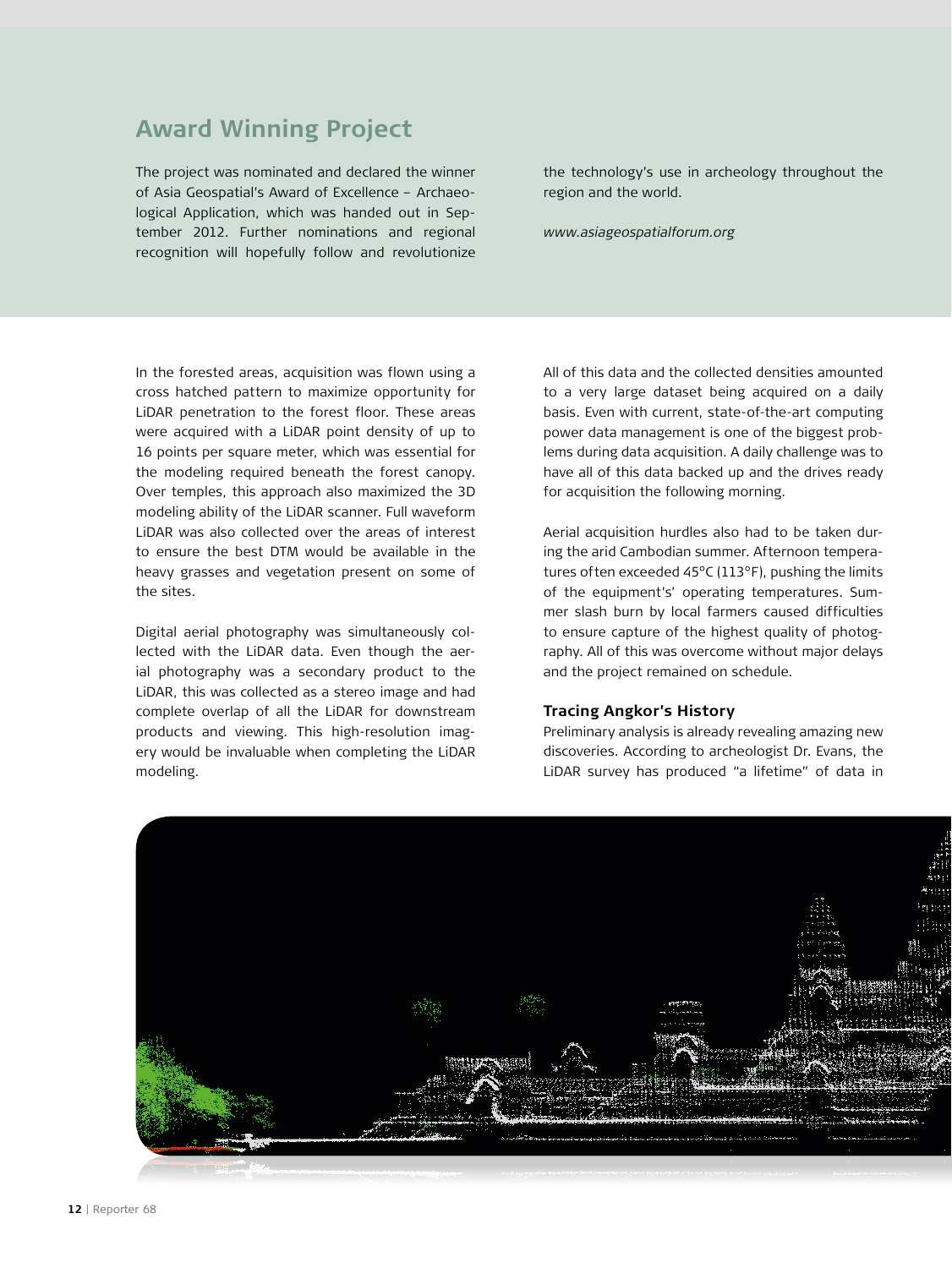## Award Winning Project

The project was nominated and declared the winner of Asia Geospatial's Award of Excellence – Archaeological Application, which was handed out in September 2012. Further nominations and regional recognition will hopefully follow and revolutionize the technology's use in archeology throughout the region and the world.

*www.asiageospatialforum.org*

In the forested areas, acquisition was flown using a cross hatched pattern to maximize opportunity for LiDAR penetration to the forest floor. These areas were acquired with a LiDAR point density of up to 16 points per square meter, which was essential for the modeling required beneath the forest canopy. Over temples, this approach also maximized the 3D modeling ability of the LiDAR scanner. Full waveform LiDAR was also collected over the areas of interest to ensure the best DTM would be available in the heavy grasses and vegetation present on some of the sites.

Digital aerial photography was simultaneously collected with the LiDAR data. Even though the aerial photography was a secondary product to the LiDAR, this was collected as a stereo image and had complete overlap of all the LiDAR for downstream products and viewing. This high-resolution imagery would be invaluable when completing the LiDAR modeling.

All of this data and the collected densities amounted to a very large dataset being acquired on a daily basis. Even with current, state-of-the-art computing power data management is one of the biggest problems during data acquisition. A daily challenge was to have all of this data backed up and the drives ready for acquisition the following morning.

Aerial acquisition hurdles also had to be taken during the arid Cambodian summer. Afternoon temperatures often exceeded 45°C (113°F), pushing the limits of the equipment's' operating temperatures. Summer slash burn by local farmers caused difficulties to ensure capture of the highest quality of photography. All of this was overcome without major delays and the project remained on schedule.

### Tracing Angkor's History

Preliminary analysis is already revealing amazing new discoveries. According to archeologist Dr. Evans, the LiDAR survey has produced "a lifetime" of data in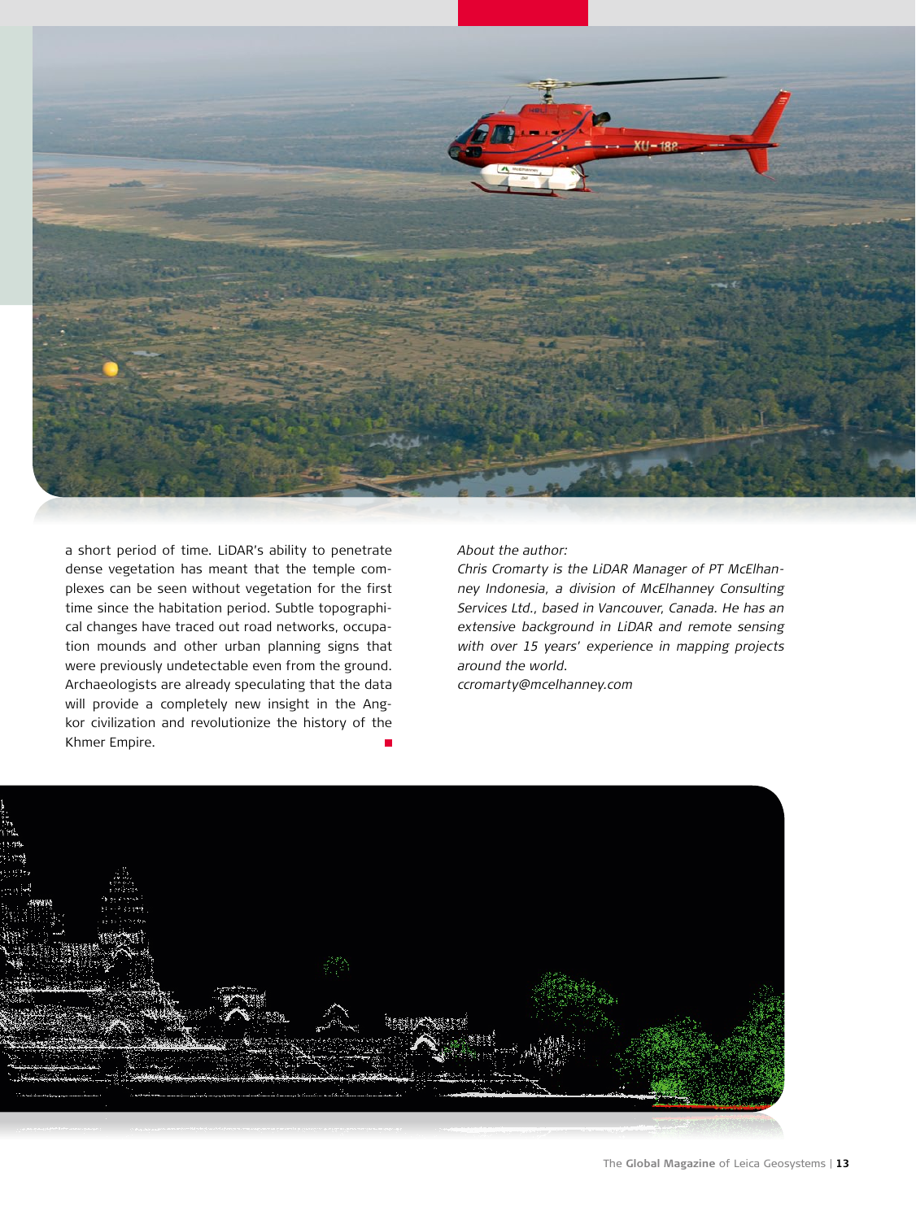a short period of time. LiDAR's ability to penetrate dense vegetation has meant that the temple complexes can be seen without vegetation for the first time since the habitation period. Subtle topographical changes have traced out road networks, occupation mounds and other urban planning signs that were previously undetectable even from the ground. Archaeologists are already speculating that the data will provide a completely new insight in the Angkor civilization and revolutionize the history of the Khmer Empire.

*About the author:*
*Chris Cromarty is the LiDAR Manager of PT McElhanney Indonesia, a division of McElhanney Consulting Services Ltd., based in Vancouver, Canada. He has an extensive background in LiDAR and remote sensing with over 15 years' experience in mapping projects around the world.*
*ccromarty@mcelhanney.com*